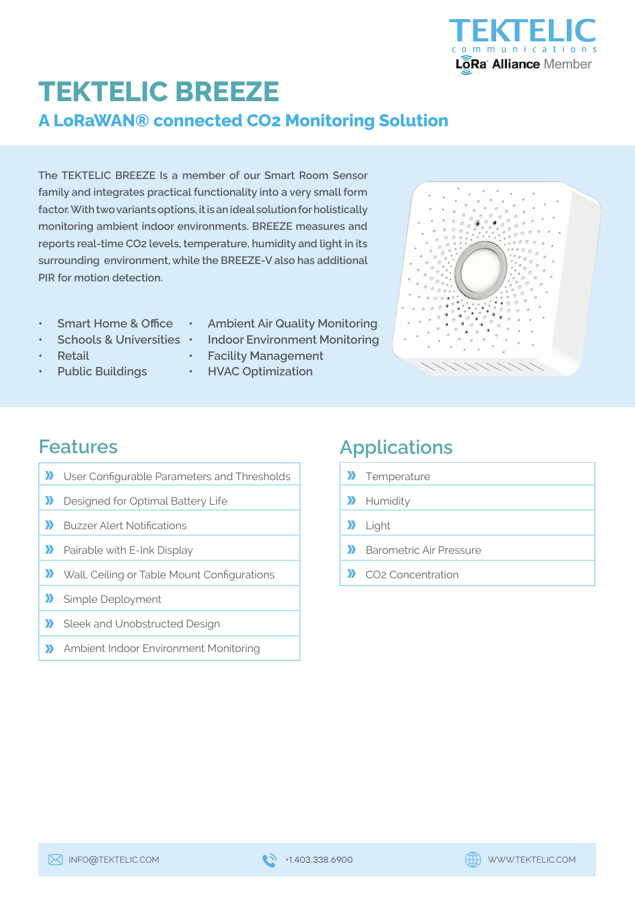TEKTELIC communications

LoRa Alliance Member

# TEKTELIC BREEZE

## A LoRaWAN® connected $CO_2$ Monitoring Solution

The TEKTELIC BREEZE Is a member of our Smart Room Sensor family and integrates practical functionality into a very small form factor. With two variants options, it is an ideal solution for holistically monitoring ambient indoor environments. BREEZE measures and reports real-time $CO_2$ levels, temperature, humidity and light in its surrounding environment, while the BREEZE-V also has additional PIR for motion detection.

- Smart Home & Office
- Schools & Universities
- Retail
- Public Buildings
- Ambient Air Quality Monitoring
- Indoor Environment Monitoring
- Facility Management
- HVAC Optimization

## Features

- User Configurable Parameters and Thresholds
- Designed for Optimal Battery Life
- Buzzer Alert Notifications
- Pairable with E-Ink Display
- Wall, Ceiling or Table Mount Configurations
- Simple Deployment
- Sleek and Unobstructed Design
- Ambient Indoor Environment Monitoring

## Applications

- Temperature
- Humidity
- Light
- Barometric Air Pressure
- $CO_2$ Concentration

INFO@TEKTELIC.COM | +1.403.338.6900 | WWW.TEKTELIC.COM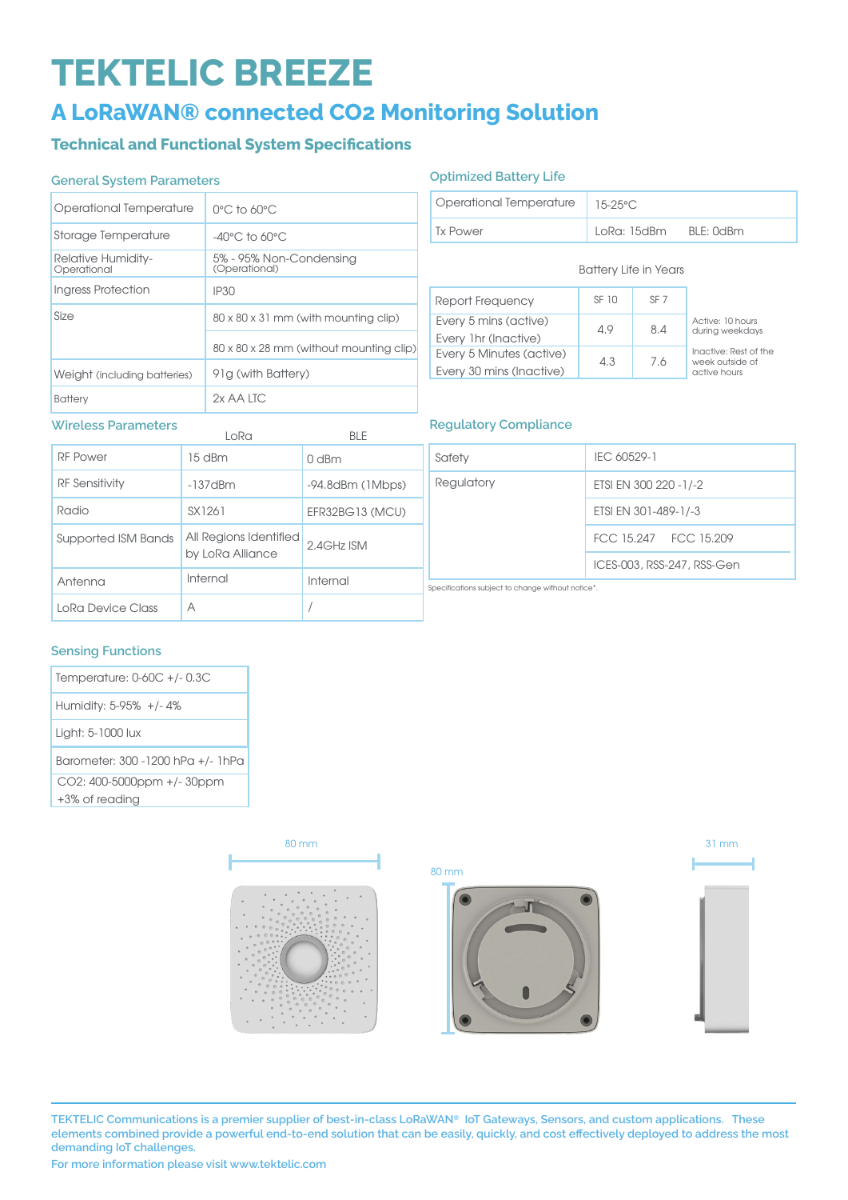# TEKTELIC BREEZE

## A LoRaWAN® connected $CO_2$ Monitoring Solution

### Technical and Functional System Specifications

#### General System Parameters

| | |
|---|---|
| Operational Temperature | 0°C to 60°C |
| Storage Temperature | -40°C to 60°C |
| Relative Humidity-Operational | 5% - 95% Non-Condensing (Operational) |
| Ingress Protection | IP30 |
| Size | 80 x 80 x 31 mm (with mounting clip) |
| | 80 x 80 x 28 mm (without mounting clip) |
| Weight (including batteries) | 91g (with Battery) |
| Battery | 2x AA LTC |

#### Wireless Parameters

| | LoRa | BLE |
|---|---|---|
| RF Power | 15 dBm | 0 dBm |
| RF Sensitivity | -137dBm | -94.8dBm (1Mbps) |
| Radio | SX1261 | EFR32BG13 (MCU) |
| Supported ISM Bands | All Regions Identified by LoRa Alliance | 2.4GHz ISM |
| Antenna | Internal | Internal |
| LoRa Device Class | A | / |

#### Sensing Functions

| |
|---|
| Temperature: 0-60C +/- 0.3C |
| Humidity: 5-95% +/- 4% |
| Light: 5-1000 lux |
| Barometer: 300 -1200 hPa +/- 1hPa |
| $CO_2$: 400-5000ppm +/- 30ppm +3% of reading |

#### Optimized Battery Life

| | | |
|---|---|---|
| Operational Temperature | 15-25°C | |
| Tx Power | LoRa: 15dBm | BLE: 0dBm |

Battery Life in Years

| Report Frequency | SF 10 | SF 7 |
|---|---|---|
| Every 5 mins (active) Every 1hr (Inactive) | 4.9 | 8.4 |
| Every 5 Minutes (active) Every 30 mins (Inactive) | 4.3 | 7.6 |

Active: 10 hours during weekdays

Inactive: Rest of the week outside of active hours

#### Regulatory Compliance

| | |
|---|---|
| Safety | IEC 60529-1 |
| Regulatory | ETSI EN 300 220 -1/-2 |
| | ETSI EN 301-489-1/-3 |
| | FCC 15.247 FCC 15.209 |
| | ICES-003, RSS-247, RSS-Gen |

Specifications subject to change without notice*.

80 mm

80 mm

31 mm

---

TEKTELIC Communications is a premier supplier of best-in-class LoRaWAN® IoT Gateways, Sensors, and custom applications. These elements combined provide a powerful end-to-end solution that can be easily, quickly, and cost effectively deployed to address the most demanding IoT challenges.

For more information please visit www.tektelic.com